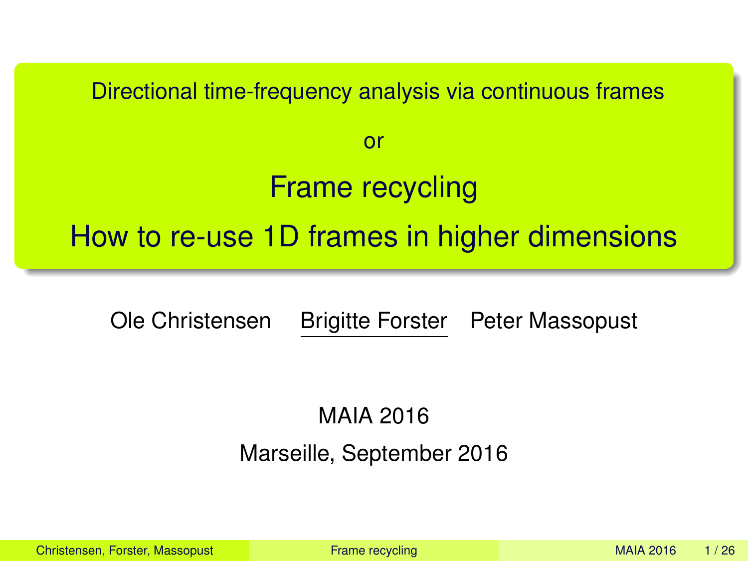Directional time-frequency analysis via continuous frames

or

# Frame recycling

# How to re-use 1D frames in higher dimensions

Ole Christensen  Brigitte Forster  Peter Massopust

MAIA 2016

Marseille, September 2016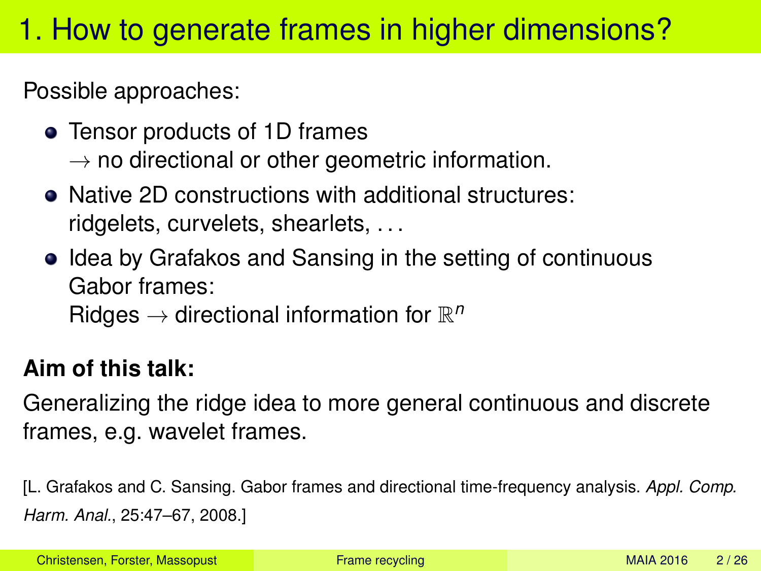# 1. How to generate frames in higher dimensions?

Possible approaches:

- Tensor products of 1D frames
  $\rightarrow$ no directional or other geometric information.
- Native 2D constructions with additional structures: ridgelets, curvelets, shearlets, ...
- Idea by Grafakos and Sansing in the setting of continuous Gabor frames:
  Ridges $\rightarrow$ directional information for $\mathbb{R}^n$

**Aim of this talk:**

Generalizing the ridge idea to more general continuous and discrete frames, e.g. wavelet frames.

[L. Grafakos and C. Sansing. Gabor frames and directional time-frequency analysis. *Appl. Comp. Harm. Anal.*, 25:47–67, 2008.]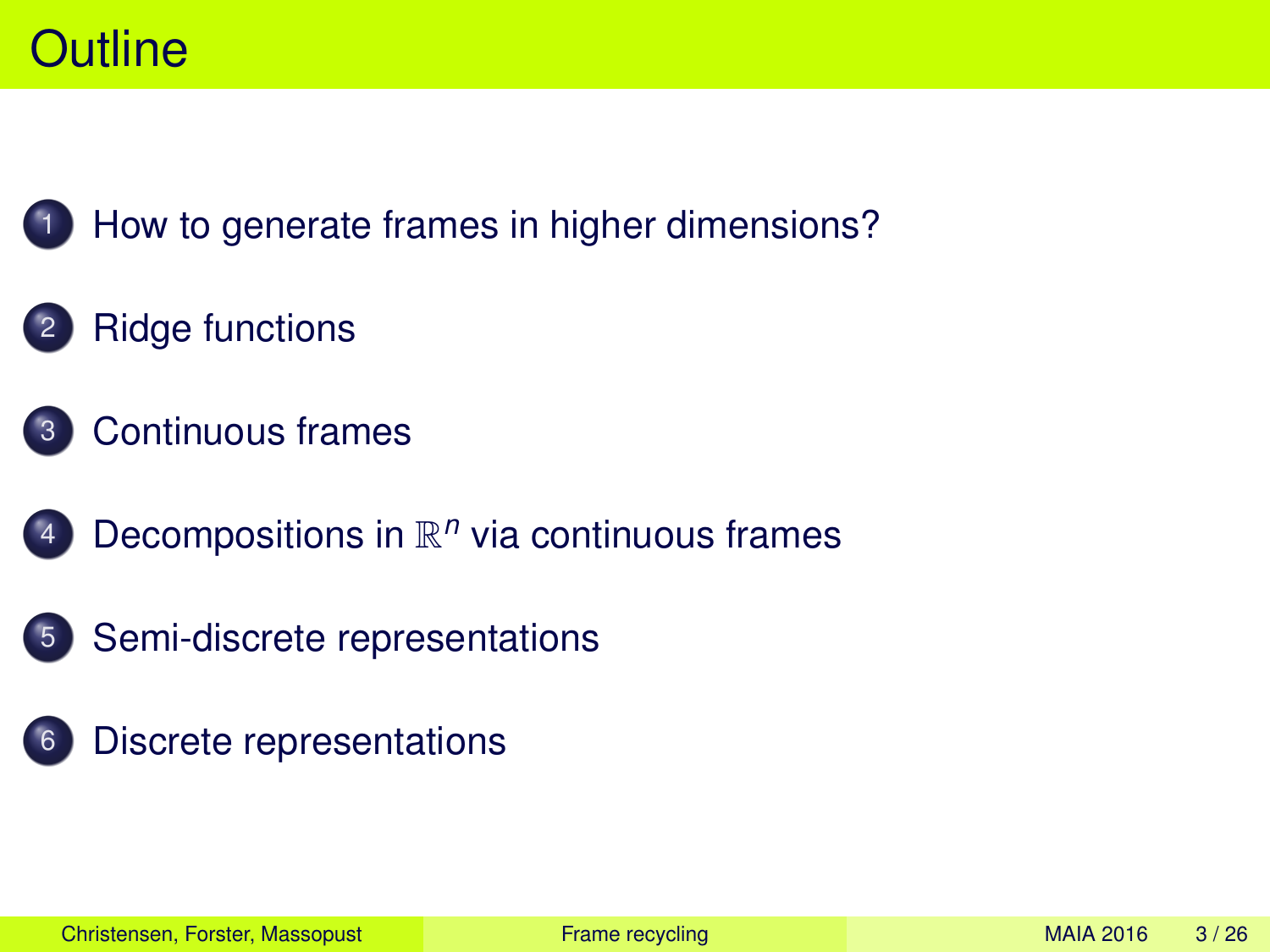# Outline

1. How to generate frames in higher dimensions?
2. Ridge functions
3. Continuous frames
4. Decompositions in $\mathbb{R}^n$ via continuous frames
5. Semi-discrete representations
6. Discrete representations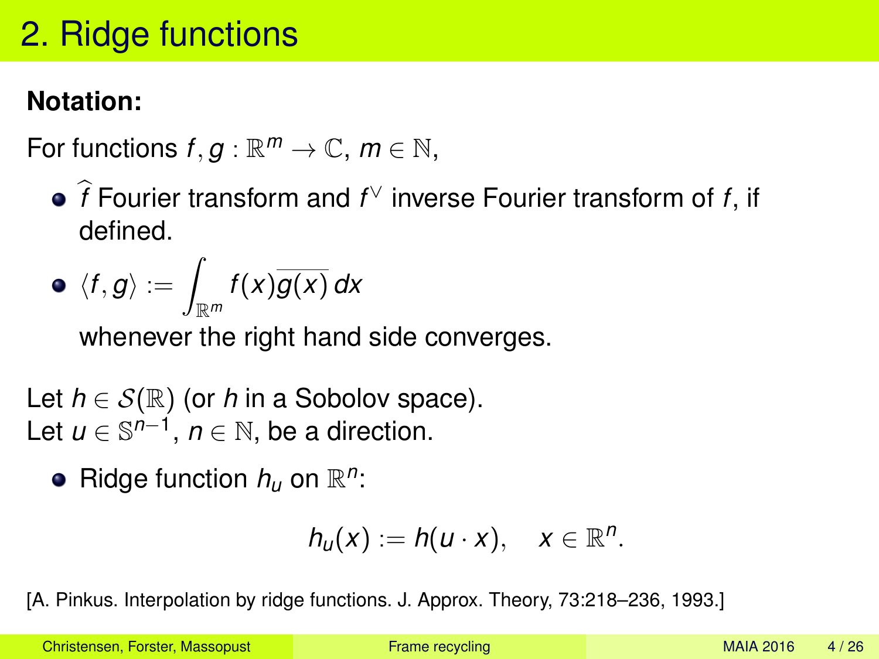# 2. Ridge functions

**Notation:**

For functions $f, g : \mathbb{R}^m \to \mathbb{C}$, $m \in \mathbb{N}$,

- $\widehat{f}$ Fourier transform and $f^\vee$ inverse Fourier transform of $f$, if defined.
- $\langle f, g \rangle := \displaystyle\int_{\mathbb{R}^m} f(x)\overline{g(x)}\, dx$
  whenever the right hand side converges.

Let $h \in \mathcal{S}(\mathbb{R})$ (or $h$ in a Sobolov space).
Let $u \in \mathbb{S}^{n-1}$, $n \in \mathbb{N}$, be a direction.

- Ridge function $h_u$ on $\mathbb{R}^n$:

$$h_u(x) := h(u \cdot x), \quad x \in \mathbb{R}^n.$$

[A. Pinkus. Interpolation by ridge functions. J. Approx. Theory, 73:218–236, 1993.]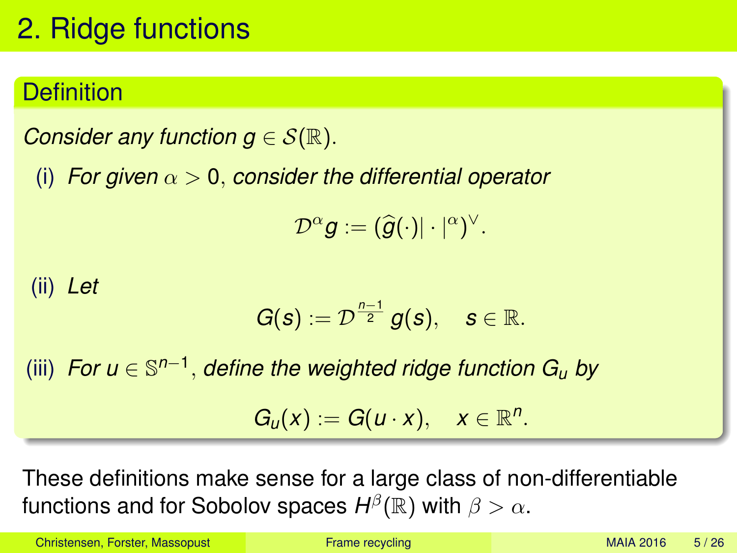# 2. Ridge functions

**Definition**

*Consider any function $g \in \mathcal{S}(\mathbb{R})$.*

(i) *For given $\alpha > 0$, consider the differential operator*

$$\mathcal{D}^\alpha g := (\widehat{g}(\cdot)|\cdot|^\alpha)^\vee.$$

(ii) *Let*

$$G(s) := \mathcal{D}^{\frac{n-1}{2}} g(s), \quad s \in \mathbb{R}.$$

(iii) *For $u \in \mathbb{S}^{n-1}$, define the weighted ridge function $G_u$ by*

$$G_u(x) := G(u \cdot x), \quad x \in \mathbb{R}^n.$$

These definitions make sense for a large class of non-differentiable functions and for Sobolov spaces $H^\beta(\mathbb{R})$ with $\beta > \alpha$.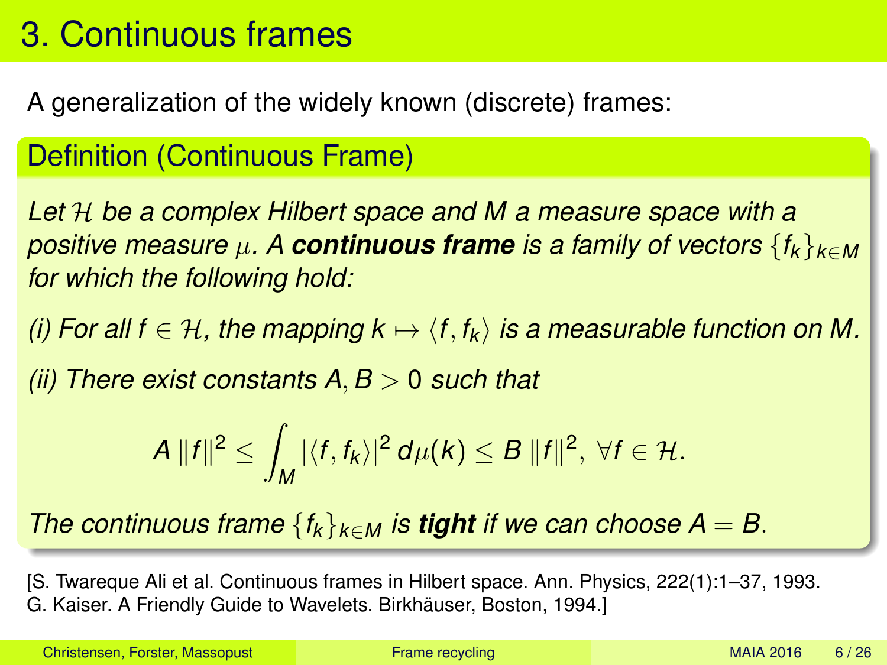# 3. Continuous frames

A generalization of the widely known (discrete) frames:

## Definition (Continuous Frame)

*Let $\mathcal{H}$ be a complex Hilbert space and $M$ a measure space with a positive measure $\mu$. A* ***continuous frame*** *is a family of vectors $\{f_k\}_{k\in M}$ for which the following hold:*

*(i) For all $f \in \mathcal{H}$, the mapping $k \mapsto \langle f, f_k\rangle$ is a measurable function on $M$.*

*(ii) There exist constants $A, B > 0$ such that*

$$A\,\|f\|^2 \leq \int_M |\langle f, f_k\rangle|^2\, d\mu(k) \leq B\,\|f\|^2,\ \forall f \in \mathcal{H}.$$

*The continuous frame $\{f_k\}_{k\in M}$ is* ***tight*** *if we can choose $A = B$.*

[S. Twareque Ali et al. Continuous frames in Hilbert space. Ann. Physics, 222(1):1–37, 1993.
G. Kaiser. A Friendly Guide to Wavelets. Birkhäuser, Boston, 1994.]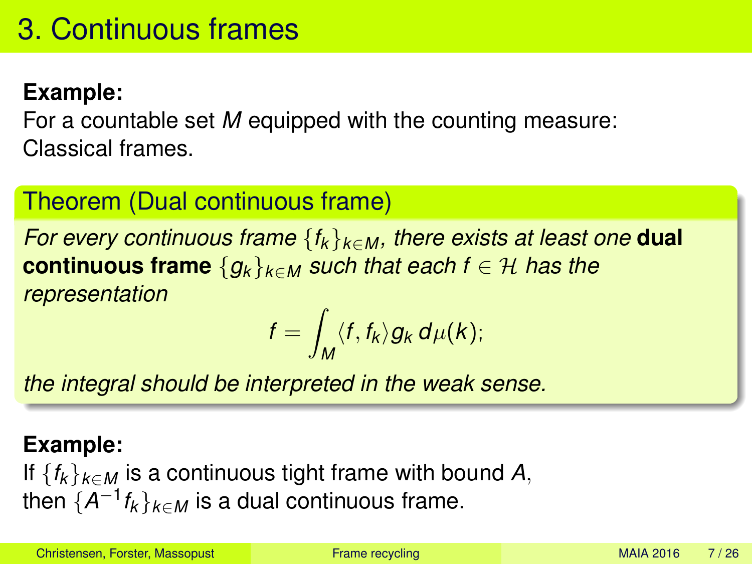# 3. Continuous frames

**Example:**
For a countable set $M$ equipped with the counting measure: Classical frames.

### Theorem (Dual continuous frame)

*For every continuous frame $\{f_k\}_{k \in M}$, there exists at least one* **dual continuous frame** *$\{g_k\}_{k \in M}$ such that each $f \in \mathcal{H}$ has the representation*

$$f = \int_M \langle f, f_k \rangle g_k \, d\mu(k);$$

*the integral should be interpreted in the weak sense.*

**Example:**
If $\{f_k\}_{k \in M}$ is a continuous tight frame with bound $A$, then $\{A^{-1} f_k\}_{k \in M}$ is a dual continuous frame.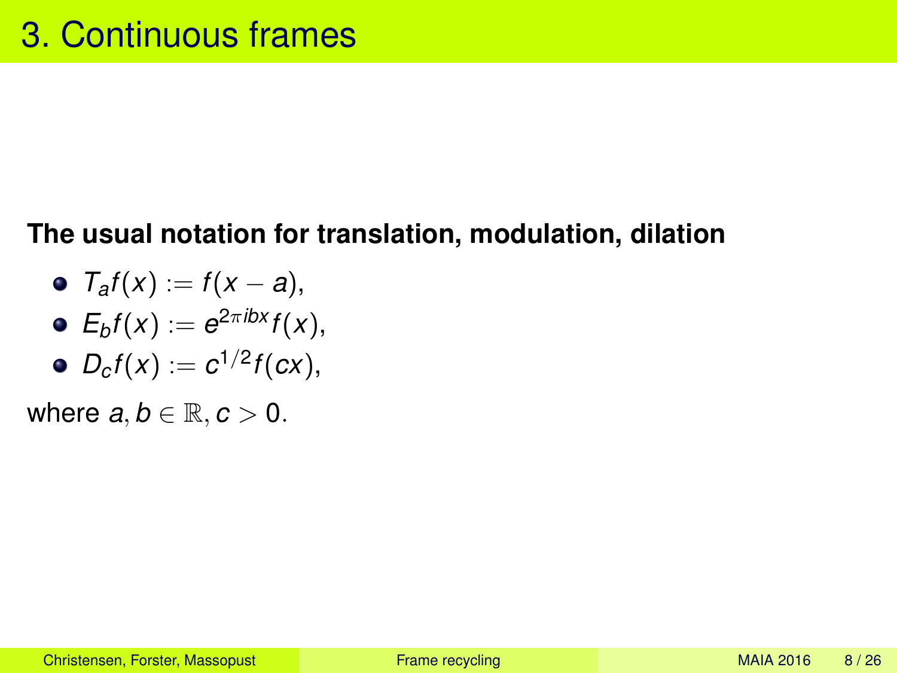# 3. Continuous frames

**The usual notation for translation, modulation, dilation**

- $T_a f(x) := f(x - a)$,
- $E_b f(x) := e^{2\pi ibx} f(x)$,
- $D_c f(x) := c^{1/2} f(cx)$,

where $a, b \in \mathbb{R}, c > 0$.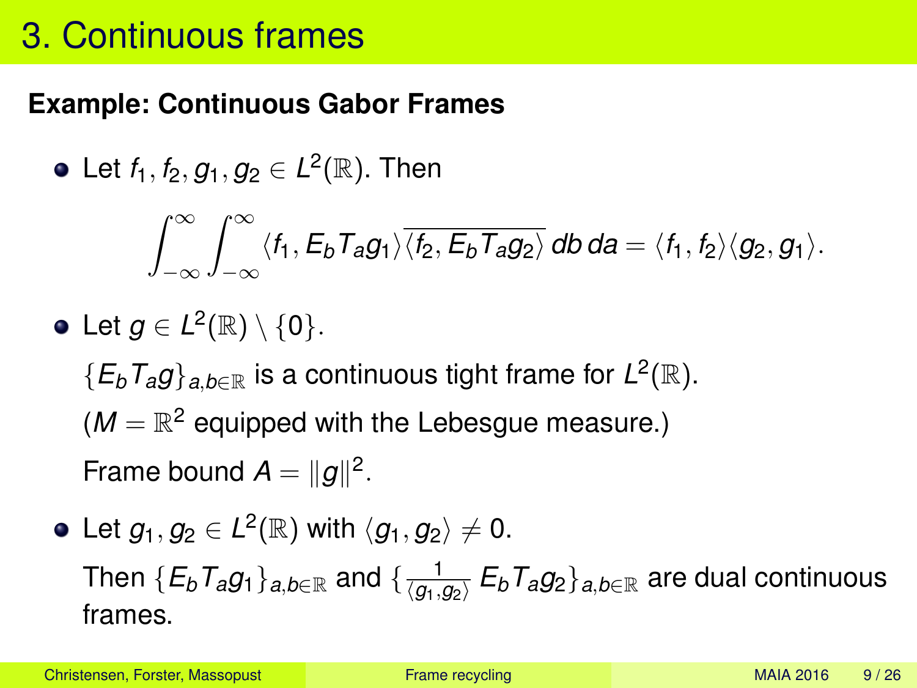# 3. Continuous frames

**Example: Continuous Gabor Frames**

- Let $f_1, f_2, g_1, g_2 \in L^2(\mathbb{R})$. Then

$$\int_{-\infty}^{\infty} \int_{-\infty}^{\infty} \langle f_1, E_b T_a g_1 \rangle \overline{\langle f_2, E_b T_a g_2 \rangle} \, db \, da = \langle f_1, f_2 \rangle \langle g_2, g_1 \rangle.$$

- Let $g \in L^2(\mathbb{R}) \setminus \{0\}$.

  $\{E_b T_a g\}_{a,b \in \mathbb{R}}$ is a continuous tight frame for $L^2(\mathbb{R})$.

  ($M = \mathbb{R}^2$ equipped with the Lebesgue measure.)

  Frame bound $A = \|g\|^2$.

- Let $g_1, g_2 \in L^2(\mathbb{R})$ with $\langle g_1, g_2 \rangle \neq 0$.

  Then $\{E_b T_a g_1\}_{a,b \in \mathbb{R}}$ and $\{\frac{1}{\langle g_1, g_2 \rangle} E_b T_a g_2\}_{a,b \in \mathbb{R}}$ are dual continuous frames.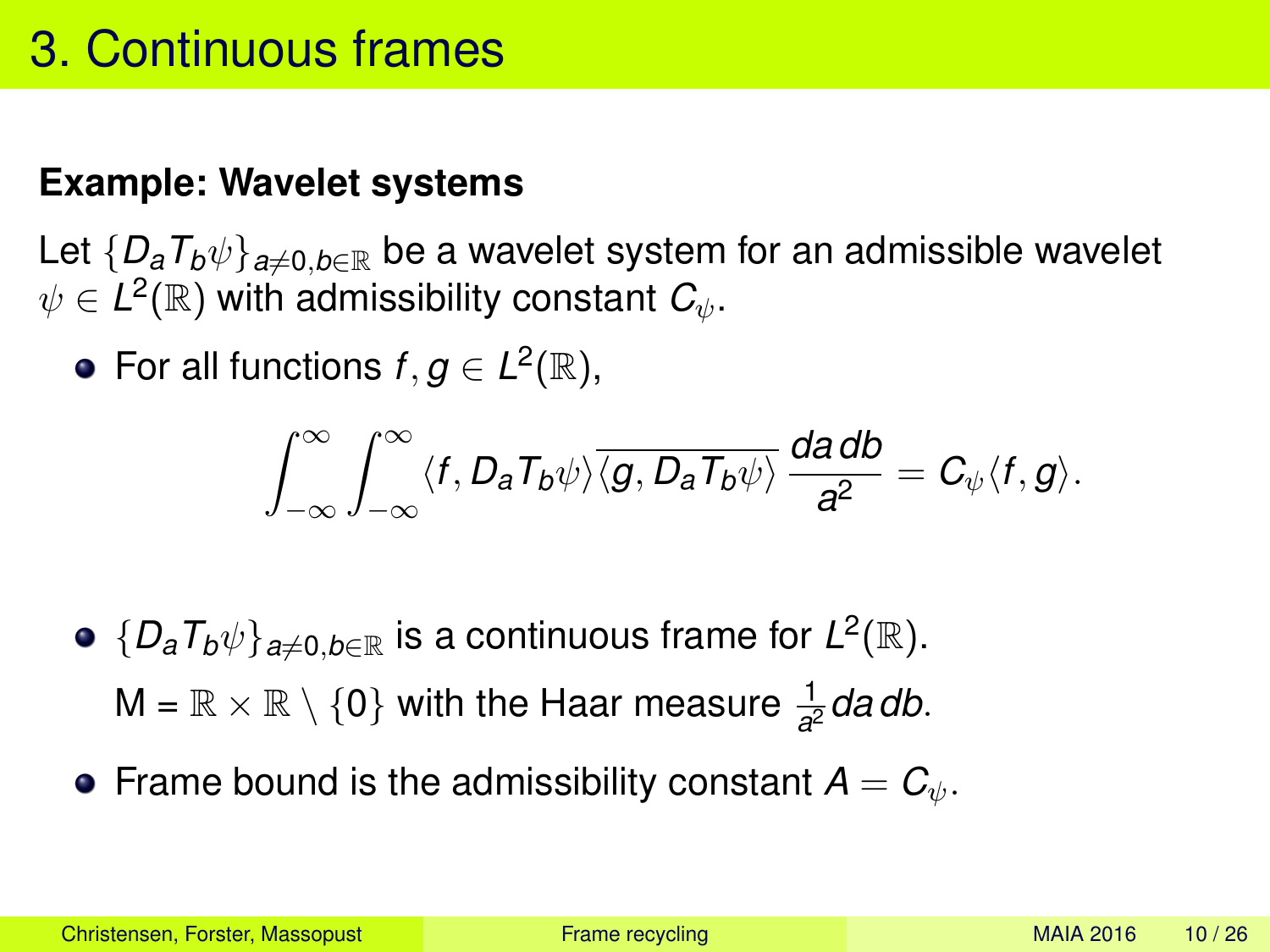# 3. Continuous frames

**Example: Wavelet systems**

Let $\{D_a T_b \psi\}_{a \neq 0, b \in \mathbb{R}}$ be a wavelet system for an admissible wavelet $\psi \in L^2(\mathbb{R})$ with admissibility constant $C_\psi$.

- For all functions $f, g \in L^2(\mathbb{R})$,

$$\int_{-\infty}^{\infty} \int_{-\infty}^{\infty} \langle f, D_a T_b \psi \rangle \overline{\langle g, D_a T_b \psi \rangle} \, \frac{da \, db}{a^2} = C_\psi \langle f, g \rangle.$$

- $\{D_a T_b \psi\}_{a \neq 0, b \in \mathbb{R}}$ is a continuous frame for $L^2(\mathbb{R})$.
  M = $\mathbb{R} \times \mathbb{R} \setminus \{0\}$ with the Haar measure $\frac{1}{a^2} da \, db$.
- Frame bound is the admissibility constant $A = C_\psi$.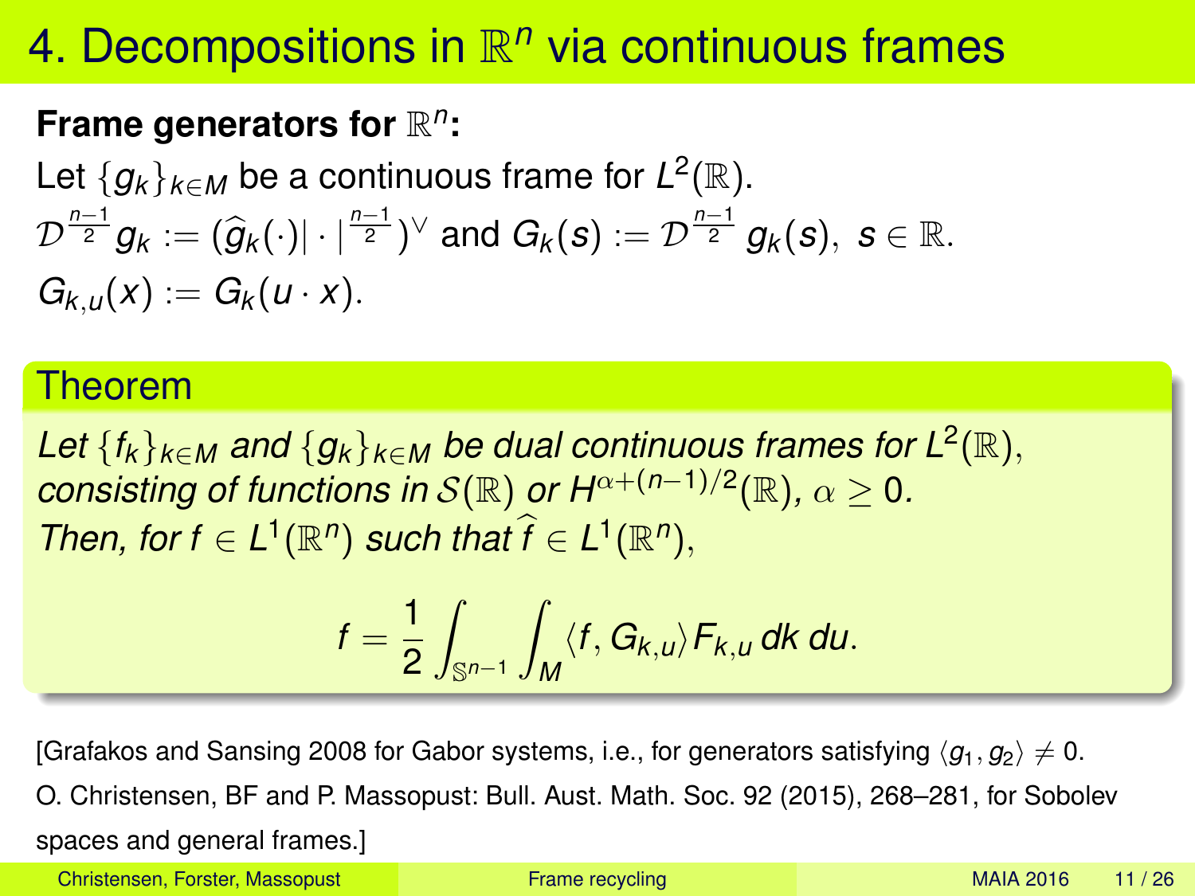# 4. Decompositions in $\mathbb{R}^n$ via continuous frames

**Frame generators for $\mathbb{R}^n$:**

Let $\{g_k\}_{k\in M}$ be a continuous frame for $L^2(\mathbb{R})$.

$\mathcal{D}^{\frac{n-1}{2}} g_k := (\widehat{g}_k(\cdot)|\cdot|^{\frac{n-1}{2}})^\vee$ and $G_k(s) := \mathcal{D}^{\frac{n-1}{2}} g_k(s),\ s \in \mathbb{R}$.

$G_{k,u}(x) := G_k(u \cdot x)$.

## Theorem

*Let $\{f_k\}_{k\in M}$ and $\{g_k\}_{k\in M}$ be dual continuous frames for $L^2(\mathbb{R})$, consisting of functions in $\mathcal{S}(\mathbb{R})$ or $H^{\alpha+(n-1)/2}(\mathbb{R})$, $\alpha \geq 0$. Then, for $f \in L^1(\mathbb{R}^n)$ such that $\widehat{f} \in L^1(\mathbb{R}^n)$,*

$$f = \frac{1}{2} \int_{\mathbb{S}^{n-1}} \int_M \langle f, G_{k,u}\rangle F_{k,u}\, dk\, du.$$

[Grafakos and Sansing 2008 for Gabor systems, i.e., for generators satisfying $\langle g_1, g_2\rangle \neq 0$.
O. Christensen, BF and P. Massopust: Bull. Aust. Math. Soc. 92 (2015), 268–281, for Sobolev spaces and general frames.]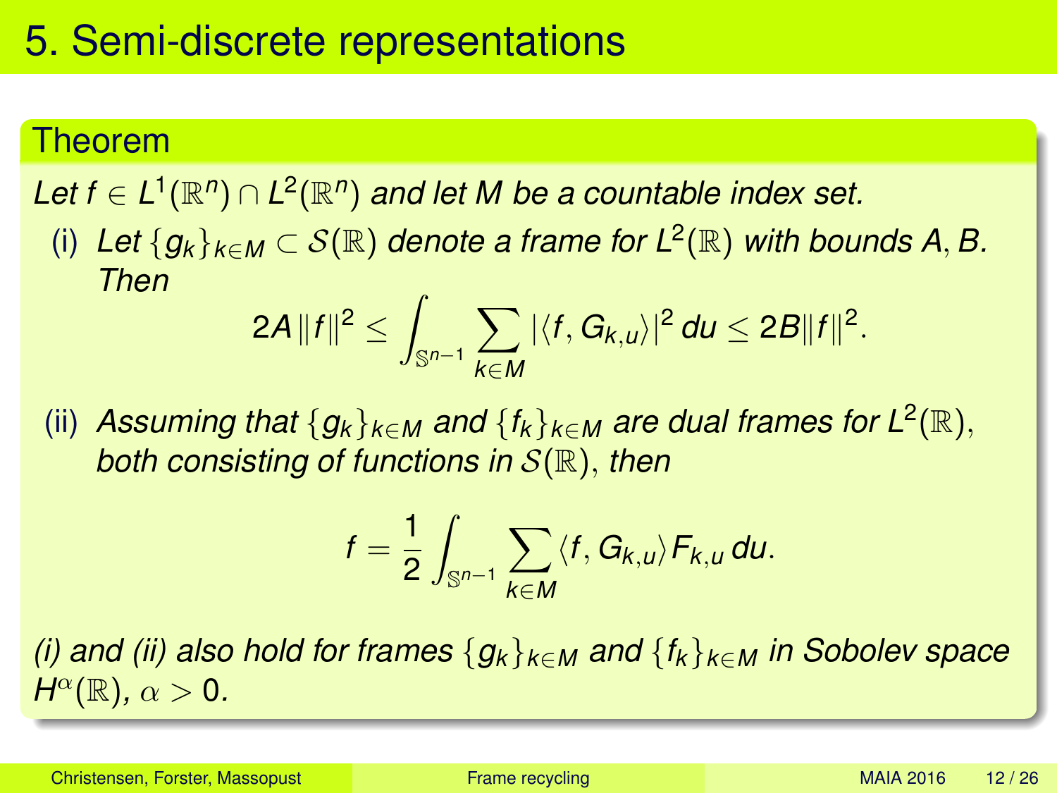# 5. Semi-discrete representations

## Theorem

*Let $f \in L^1(\mathbb{R}^n) \cap L^2(\mathbb{R}^n)$ and let $M$ be a countable index set.*

(i) *Let $\{g_k\}_{k\in M} \subset \mathcal{S}(\mathbb{R})$ denote a frame for $L^2(\mathbb{R})$ with bounds $A, B$. Then*

$$2A\|f\|^2 \leq \int_{\mathbb{S}^{n-1}} \sum_{k\in M} |\langle f, G_{k,u}\rangle|^2 \, du \leq 2B\|f\|^2.$$

(ii) *Assuming that $\{g_k\}_{k\in M}$ and $\{f_k\}_{k\in M}$ are dual frames for $L^2(\mathbb{R})$, both consisting of functions in $\mathcal{S}(\mathbb{R})$, then*

$$f = \frac{1}{2} \int_{\mathbb{S}^{n-1}} \sum_{k\in M} \langle f, G_{k,u}\rangle F_{k,u} \, du.$$

*(i) and (ii) also hold for frames $\{g_k\}_{k\in M}$ and $\{f_k\}_{k\in M}$ in Sobolev space $H^\alpha(\mathbb{R})$, $\alpha > 0$.*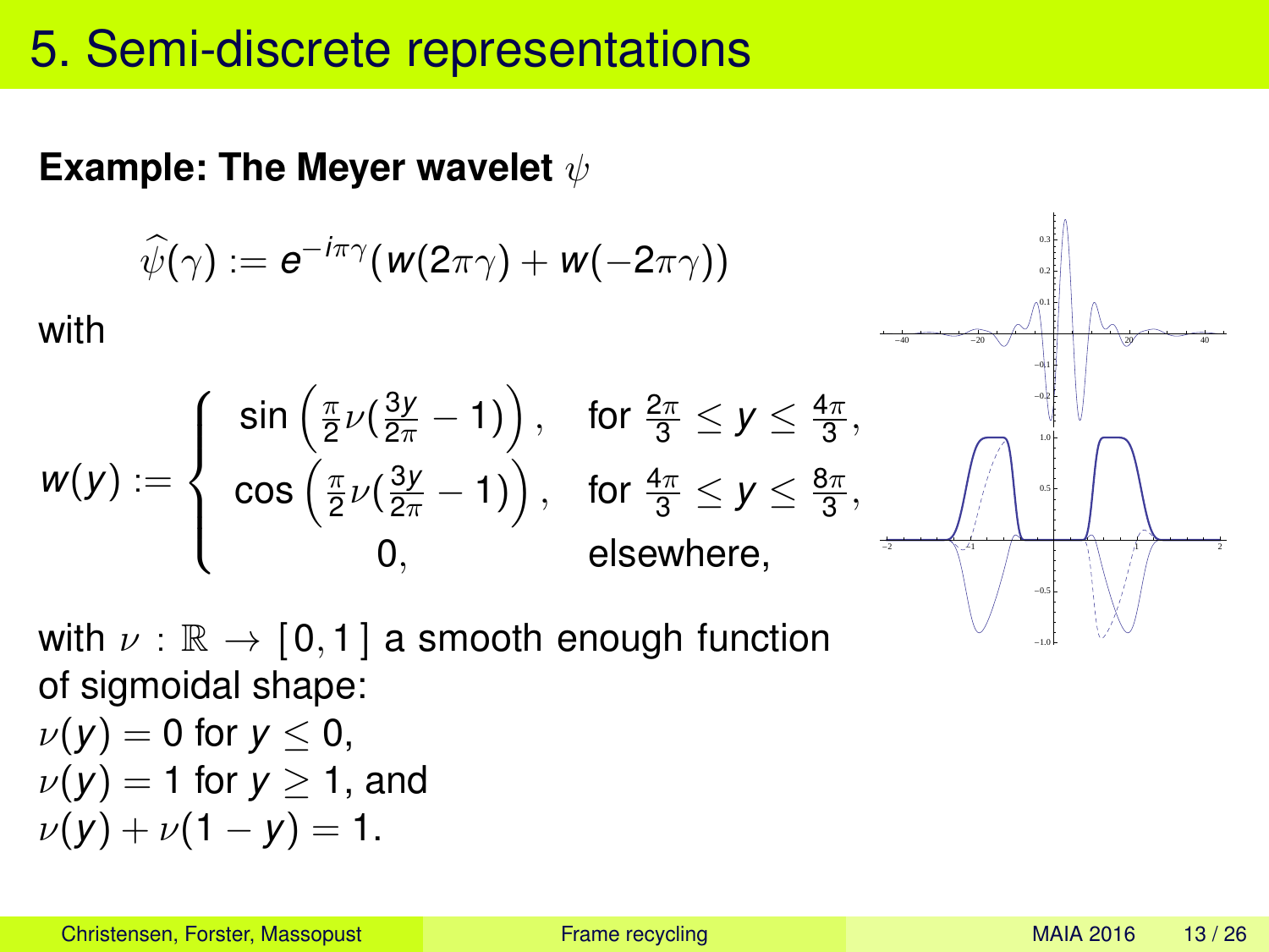# 5. Semi-discrete representations

**Example: The Meyer wavelet $\psi$**

$$\widehat{\psi}(\gamma) := e^{-i\pi\gamma}(w(2\pi\gamma) + w(-2\pi\gamma))$$

with

$$w(y) := \begin{cases} \sin\left(\frac{\pi}{2}\nu(\frac{3y}{2\pi} - 1)\right), & \text{for } \frac{2\pi}{3} \le y \le \frac{4\pi}{3}, \\ \cos\left(\frac{\pi}{2}\nu(\frac{3y}{2\pi} - 1)\right), & \text{for } \frac{4\pi}{3} \le y \le \frac{8\pi}{3}, \\ 0, & \text{elsewhere,} \end{cases}$$

with $\nu : \mathbb{R} \to [0, 1]$ a smooth enough function of sigmoidal shape:
$\nu(y) = 0$ for $y \le 0$,
$\nu(y) = 1$ for $y \ge 1$, and
$\nu(y) + \nu(1 - y) = 1$.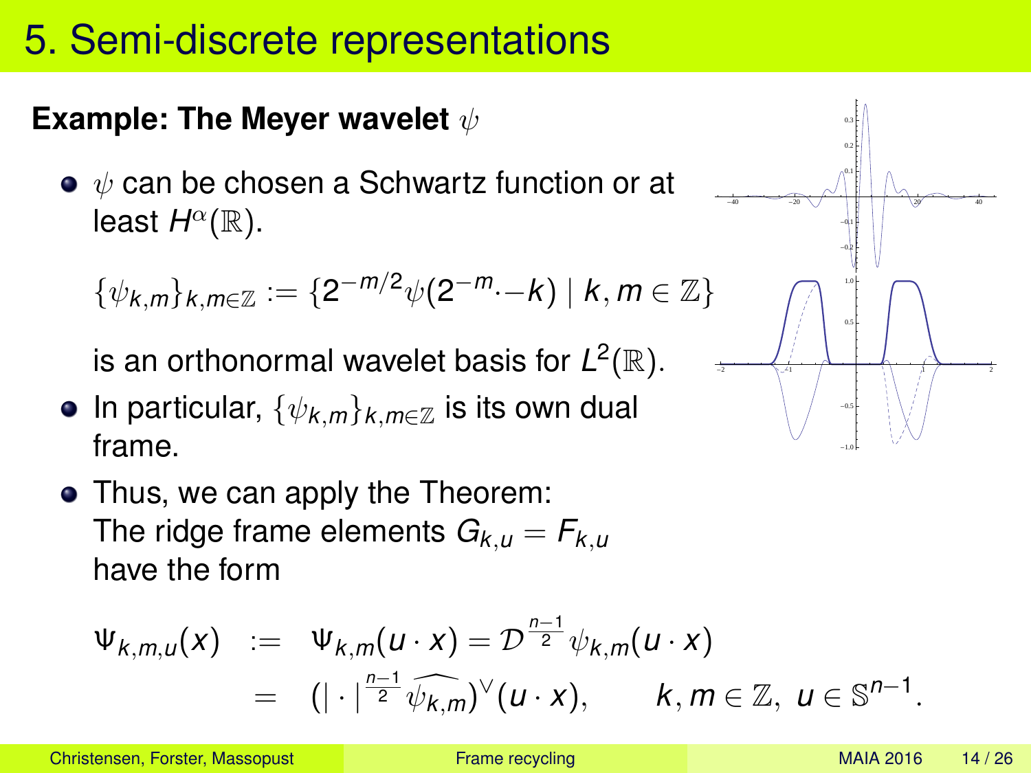# 5. Semi-discrete representations

**Example: The Meyer wavelet $\psi$**

- $\psi$ can be chosen a Schwartz function or at least $H^\alpha(\mathbb{R})$.

  $$\{\psi_{k,m}\}_{k,m\in\mathbb{Z}} := \{2^{-m/2}\psi(2^{-m}\cdot - k) \mid k,m \in \mathbb{Z}\}$$

  is an orthonormal wavelet basis for $L^2(\mathbb{R})$.

- In particular, $\{\psi_{k,m}\}_{k,m\in\mathbb{Z}}$ is its own dual frame.

- Thus, we can apply the Theorem:
  The ridge frame elements $G_{k,u} = F_{k,u}$ have the form

$$\begin{aligned}
\Psi_{k,m,u}(x) &:= \Psi_{k,m}(u\cdot x) = \mathcal{D}^{\frac{n-1}{2}}\psi_{k,m}(u\cdot x) \\
&= \left(|\cdot|^{\frac{n-1}{2}}\widehat{\psi_{k,m}}\right)^\vee(u\cdot x), \qquad k,m\in\mathbb{Z},\ u\in\mathbb{S}^{n-1}.
\end{aligned}$$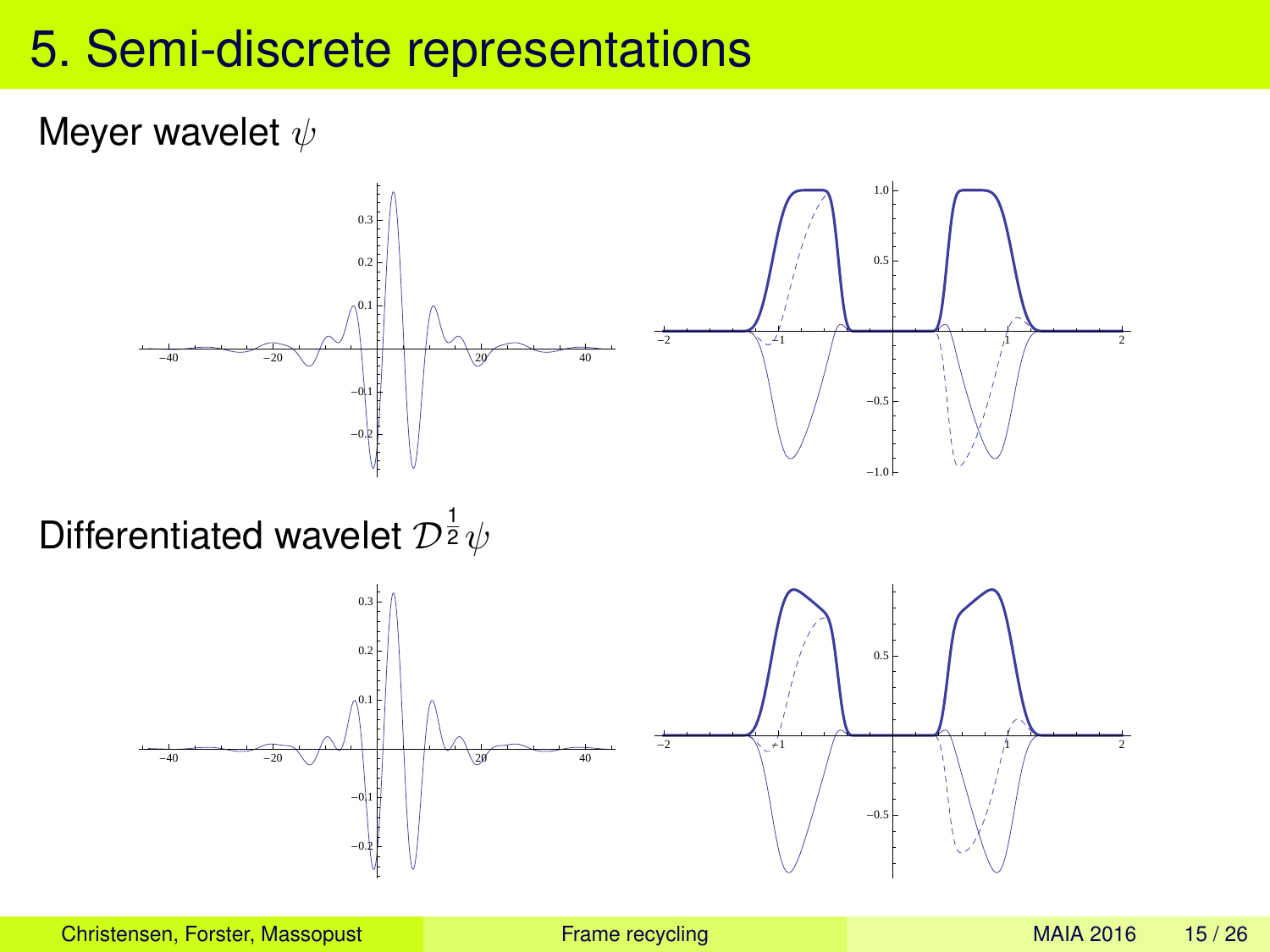# 5. Semi-discrete representations

Meyer wavelet $\psi$

Differentiated wavelet $\mathcal{D}^{\frac{1}{2}}\psi$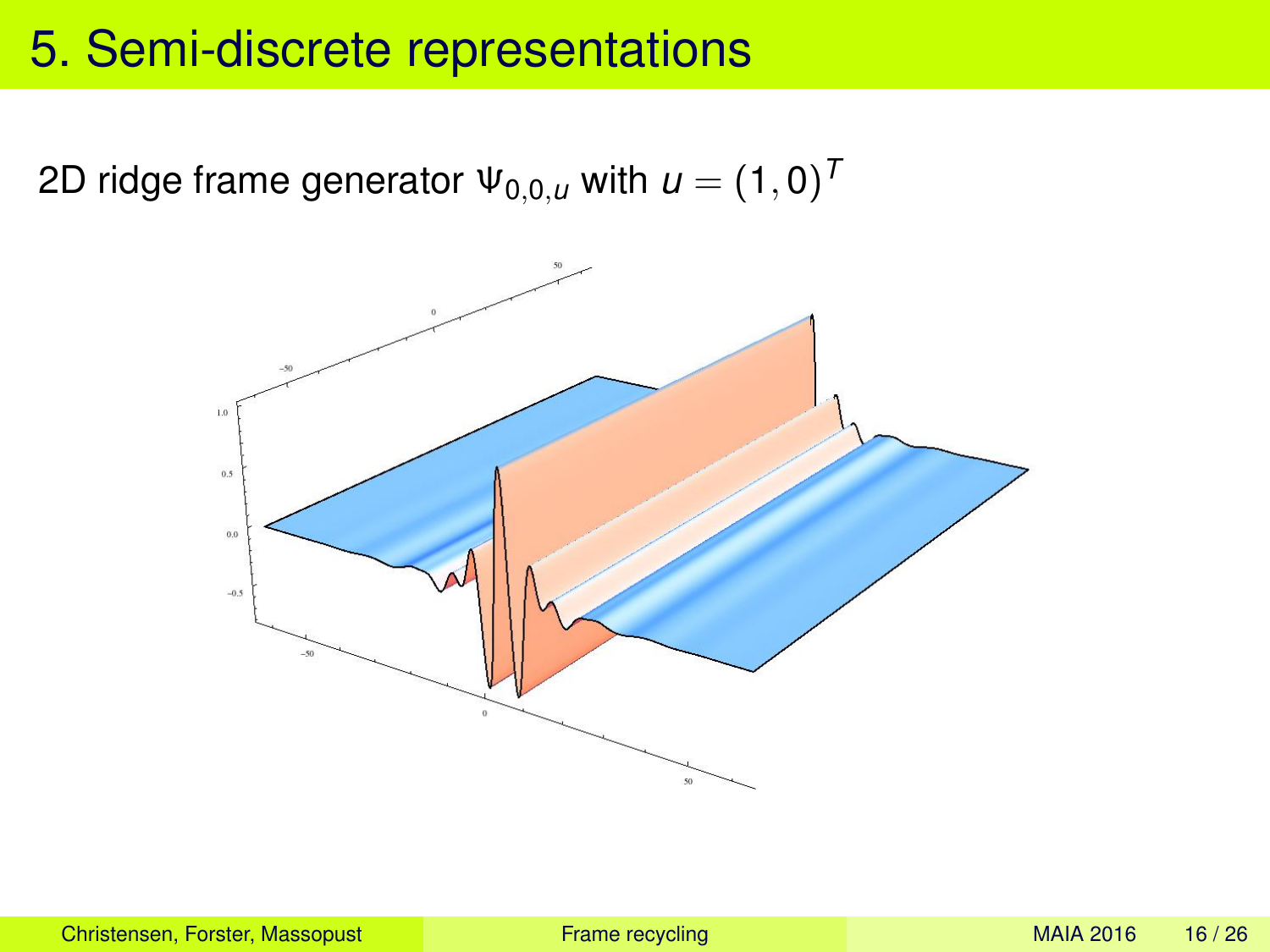# 5. Semi-discrete representations

2D ridge frame generator $\Psi_{0,0,u}$ with $u = (1, 0)^T$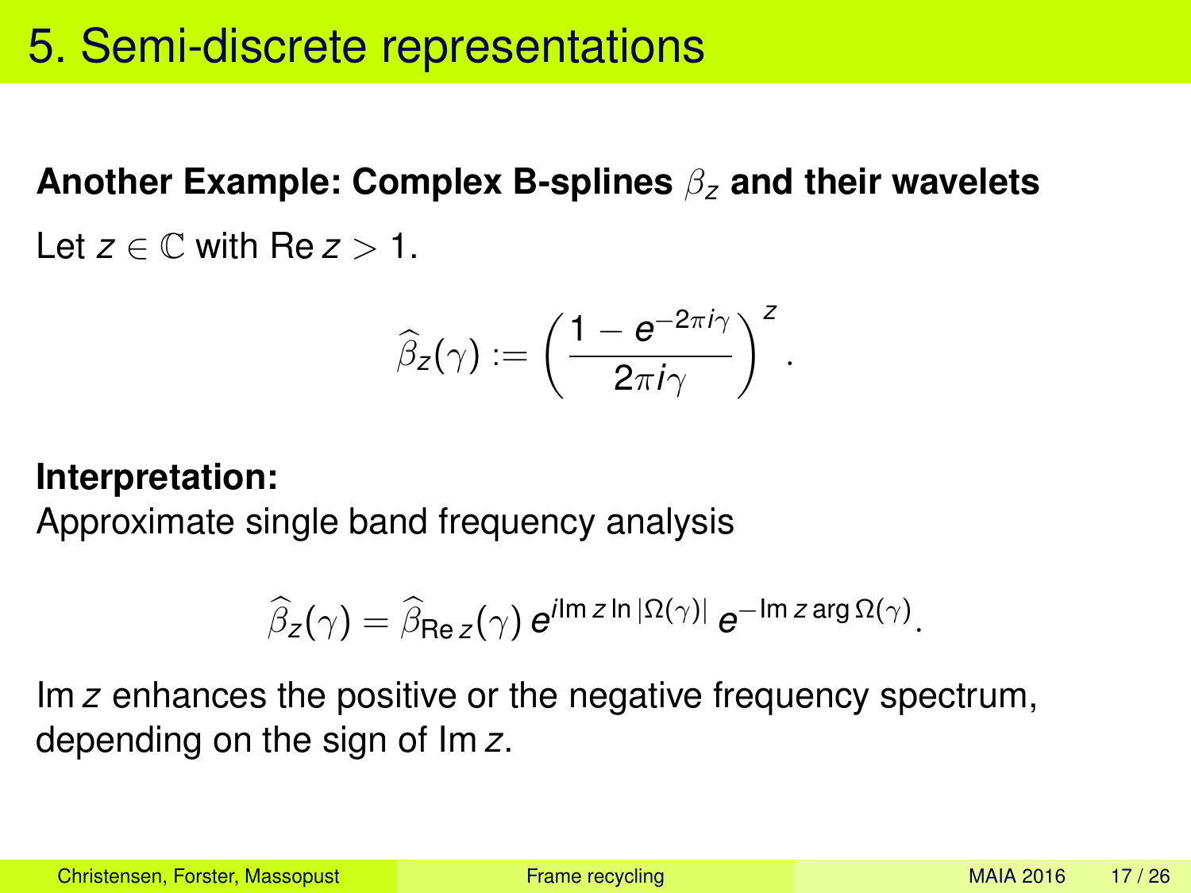# 5. Semi-discrete representations

**Another Example: Complex B-splines $\beta_z$ and their wavelets**

Let $z \in \mathbb{C}$ with $\operatorname{Re} z > 1$.

$$\widehat{\beta}_z(\gamma) := \left(\frac{1 - e^{-2\pi i\gamma}}{2\pi i\gamma}\right)^z.$$

**Interpretation:**
Approximate single band frequency analysis

$$\widehat{\beta}_z(\gamma) = \widehat{\beta}_{\operatorname{Re} z}(\gamma)\, e^{i \operatorname{Im} z \ln |\Omega(\gamma)|}\, e^{-\operatorname{Im} z \arg \Omega(\gamma)}.$$

$\operatorname{Im} z$ enhances the positive or the negative frequency spectrum, depending on the sign of $\operatorname{Im} z$.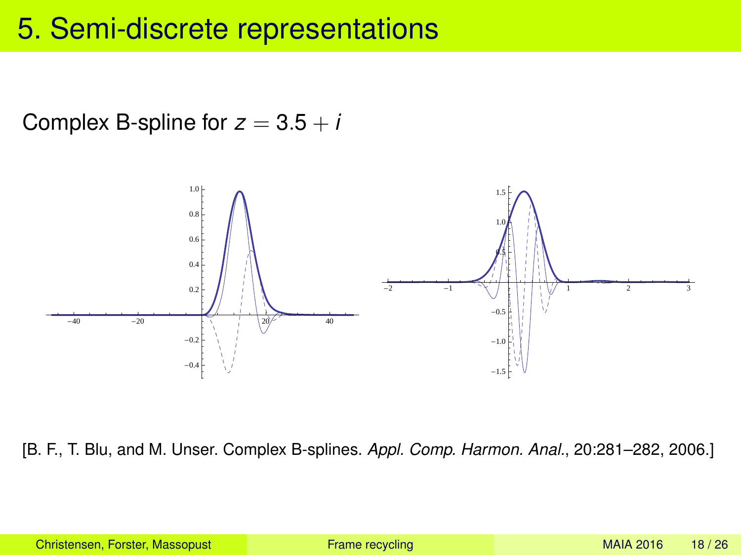# 5. Semi-discrete representations

Complex B-spline for $z = 3.5 + i$

[B. F., T. Blu, and M. Unser. Complex B-splines. *Appl. Comp. Harmon. Anal.*, 20:281–282, 2006.]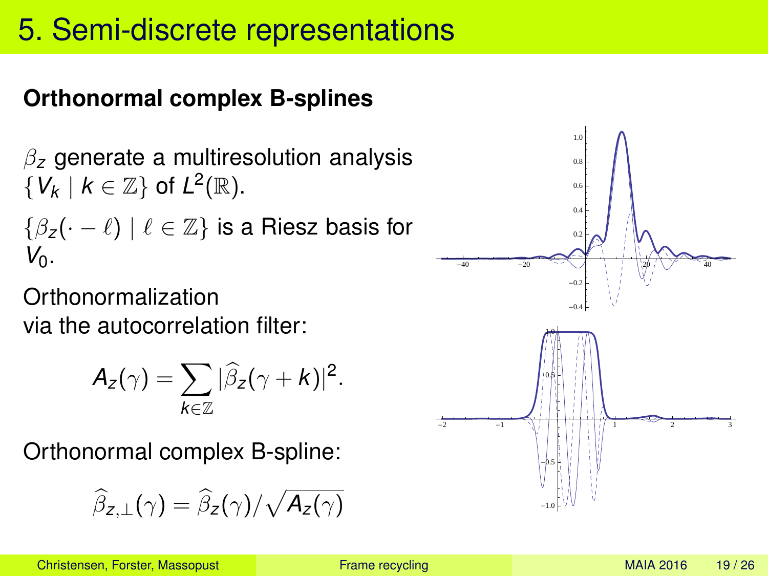# 5. Semi-discrete representations

**Orthonormal complex B-splines**

$\beta_z$ generate a multiresolution analysis $\{V_k \mid k \in \mathbb{Z}\}$ of $L^2(\mathbb{R})$.

$\{\beta_z(\cdot - \ell) \mid \ell \in \mathbb{Z}\}$ is a Riesz basis for $V_0$.

Orthonormalization via the autocorrelation filter:

$$A_z(\gamma) = \sum_{k \in \mathbb{Z}} |\widehat{\beta}_z(\gamma + k)|^2.$$

Orthonormal complex B-spline:

$$\widehat{\beta}_{z,\perp}(\gamma) = \widehat{\beta}_z(\gamma) / \sqrt{A_z(\gamma)}$$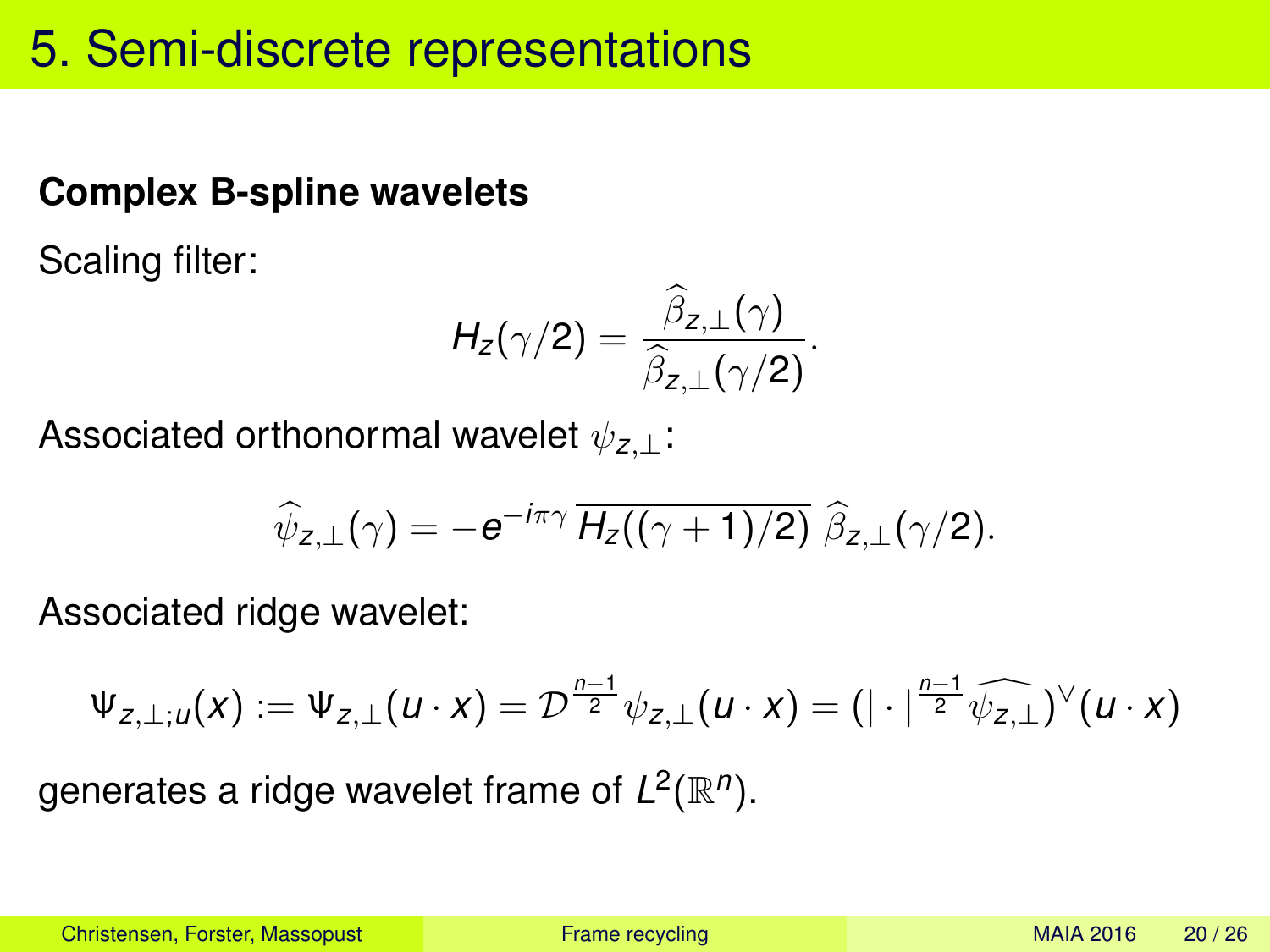# 5. Semi-discrete representations

**Complex B-spline wavelets**

Scaling filter:

$$H_z(\gamma/2) = \frac{\widehat{\beta}_{z,\perp}(\gamma)}{\widehat{\beta}_{z,\perp}(\gamma/2)}.$$

Associated orthonormal wavelet $\psi_{z,\perp}$:

$$\widehat{\psi}_{z,\perp}(\gamma) = -e^{-i\pi\gamma}\,\overline{H_z((\gamma+1)/2)}\;\widehat{\beta}_{z,\perp}(\gamma/2).$$

Associated ridge wavelet:

$$\Psi_{z,\perp;u}(x) := \Psi_{z,\perp}(u\cdot x) = \mathcal{D}^{\frac{n-1}{2}}\psi_{z,\perp}(u\cdot x) = \left(|\cdot|^{\frac{n-1}{2}}\widehat{\psi_{z,\perp}}\right)^{\vee}(u\cdot x)$$

generates a ridge wavelet frame of $L^2(\mathbb{R}^n)$.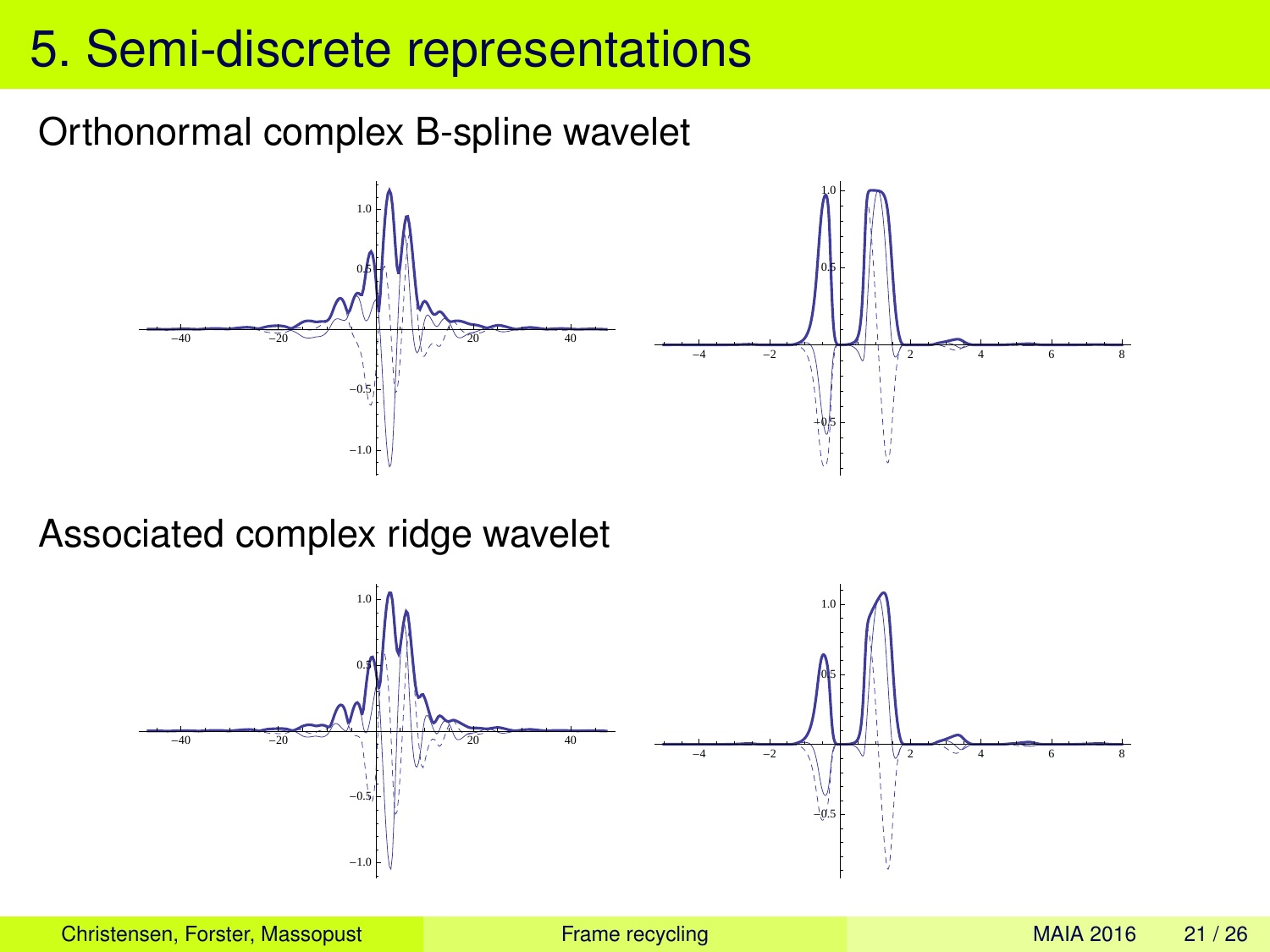# 5. Semi-discrete representations

Orthonormal complex B-spline wavelet

Associated complex ridge wavelet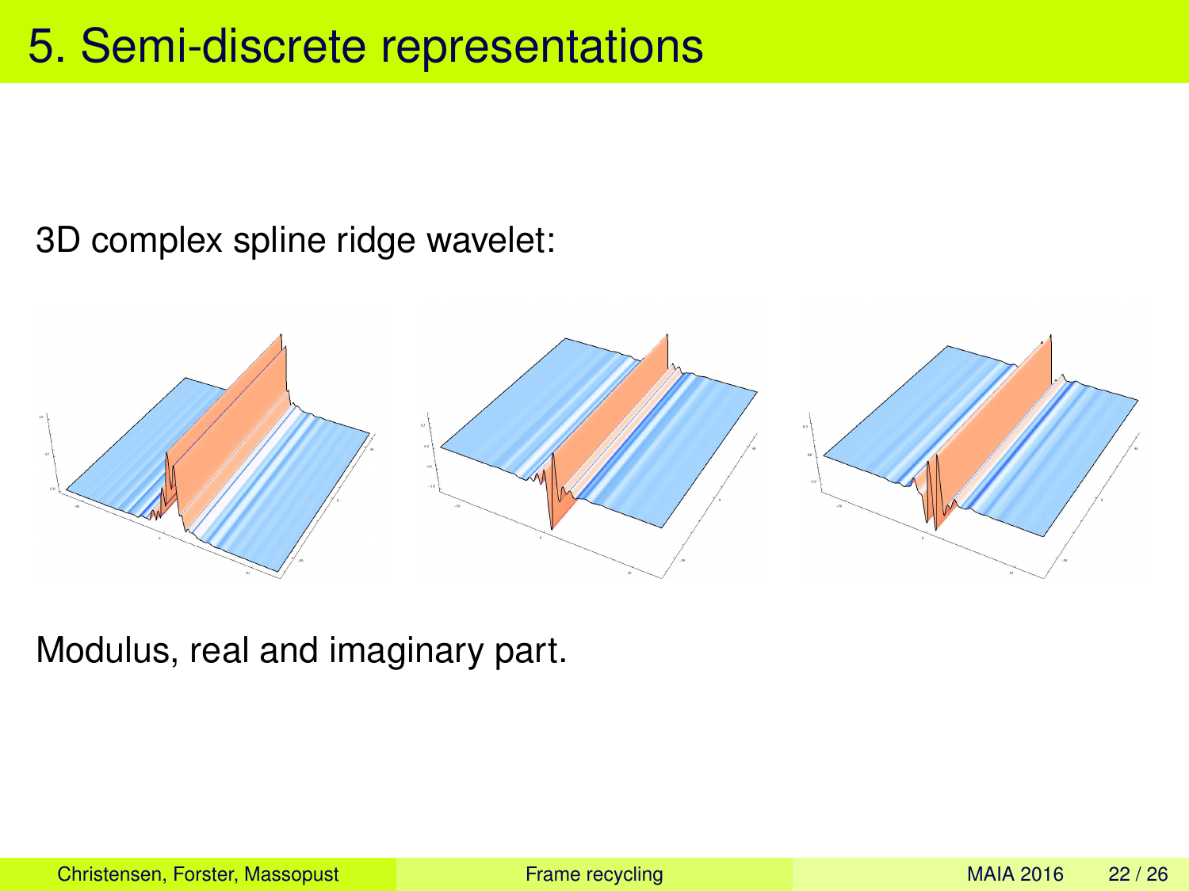# 5. Semi-discrete representations

3D complex spline ridge wavelet:

Modulus, real and imaginary part.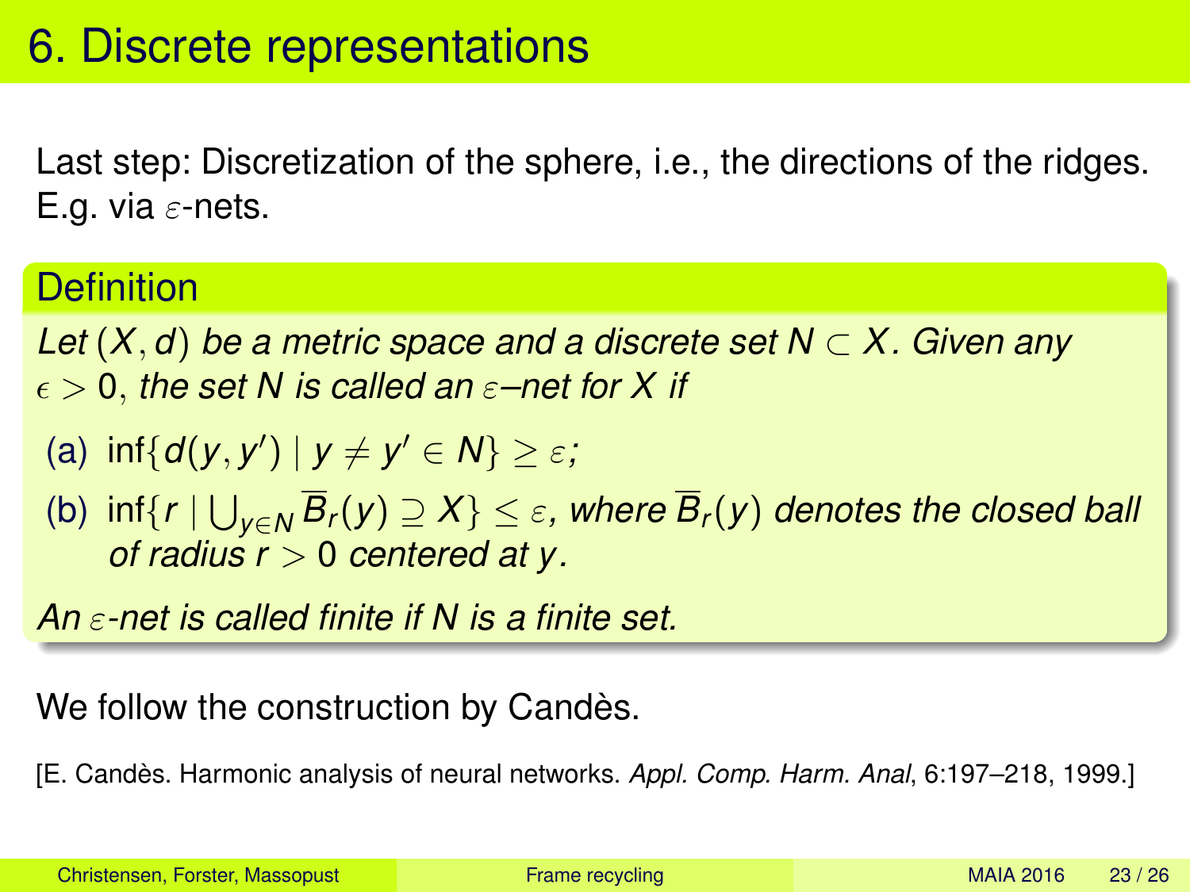# 6. Discrete representations

Last step: Discretization of the sphere, i.e., the directions of the ridges. E.g. via $\varepsilon$-nets.

**Definition**

*Let $(X, d)$ be a metric space and a discrete set $N \subset X$. Given any $\epsilon > 0$, the set $N$ is called an $\varepsilon$–net for $X$ if*

(a) $\inf\{d(y, y') \mid y \neq y' \in N\} \geq \varepsilon$;

(b) $\inf\{r \mid \bigcup_{y \in N} \overline{B}_r(y) \supseteq X\} \leq \varepsilon$, *where $\overline{B}_r(y)$ denotes the closed ball of radius $r > 0$ centered at $y$.*

*An $\varepsilon$-net is called finite if $N$ is a finite set.*

We follow the construction by Candès.

[E. Candès. Harmonic analysis of neural networks. *Appl. Comp. Harm. Anal*, 6:197–218, 1999.]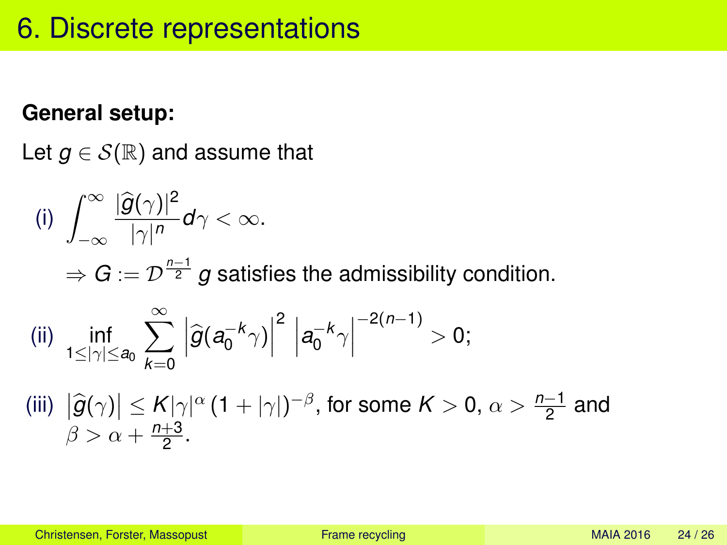# 6. Discrete representations

**General setup:**

Let $g \in \mathcal{S}(\mathbb{R})$ and assume that

(i) $\displaystyle\int_{-\infty}^{\infty} \frac{|\widehat{g}(\gamma)|^2}{|\gamma|^n} d\gamma < \infty.$

$\Rightarrow G := \mathcal{D}^{\frac{n-1}{2}} g$ satisfies the admissibility condition.

(ii) $\displaystyle\inf_{1 \le |\gamma| \le a_0} \sum_{k=0}^{\infty} \left|\widehat{g}(a_0^{-k}\gamma)\right|^2 \left|a_0^{-k}\gamma\right|^{-2(n-1)} > 0;$

(iii) $\left|\widehat{g}(\gamma)\right| \le K|\gamma|^{\alpha} (1 + |\gamma|)^{-\beta}$, for some $K > 0$, $\alpha > \frac{n-1}{2}$ and $\beta > \alpha + \frac{n+3}{2}$.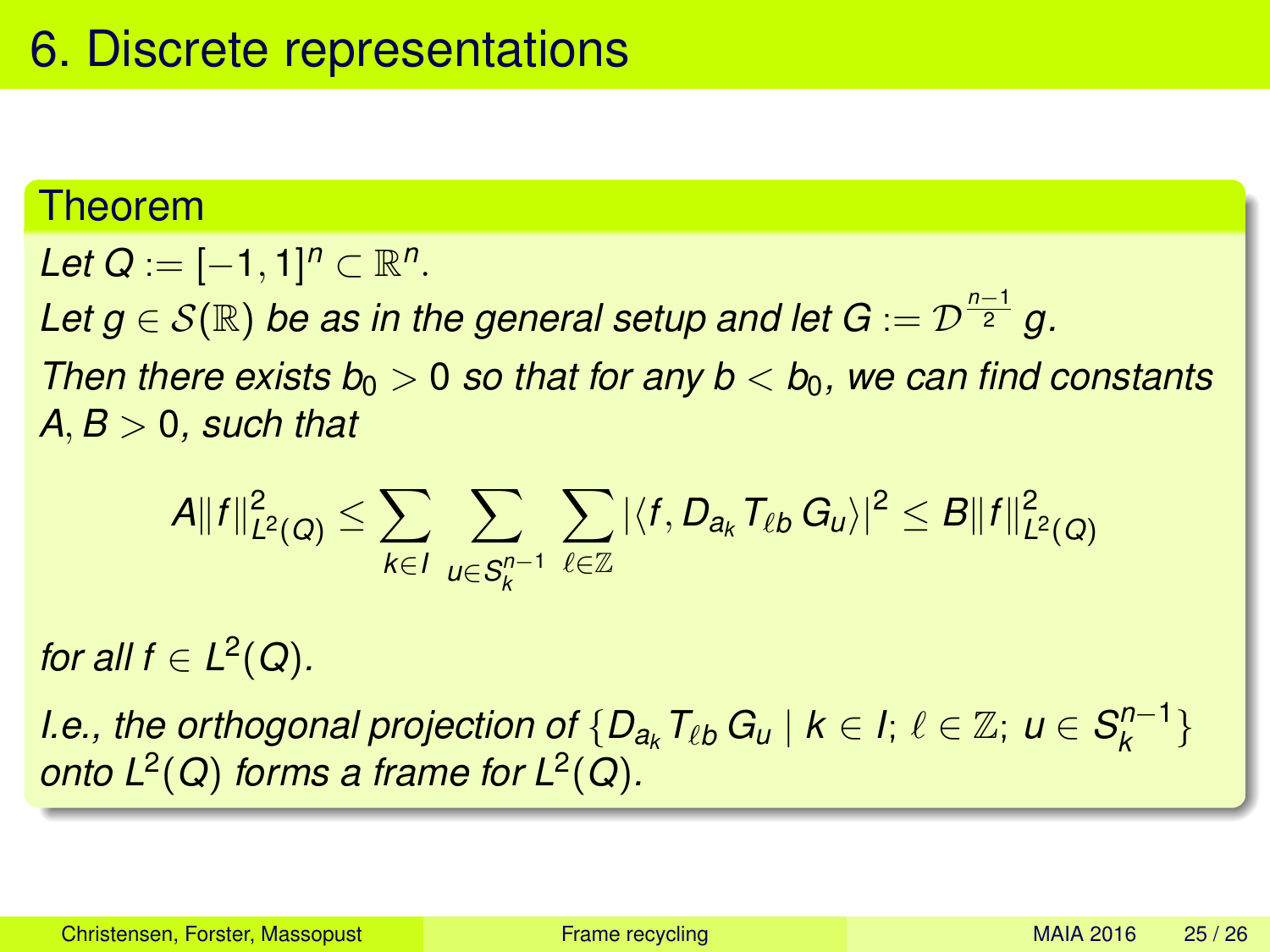# 6. Discrete representations

**Theorem**

*Let $Q := [-1, 1]^n \subset \mathbb{R}^n$.*
*Let $g \in \mathcal{S}(\mathbb{R})$ be as in the general setup and let $G := \mathcal{D}^{\frac{n-1}{2}} g$.*
*Then there exists $b_0 > 0$ so that for any $b < b_0$, we can find constants $A, B > 0$, such that*

$$A\|f\|^2_{L^2(Q)} \leq \sum_{k\in I} \sum_{u\in S_k^{n-1}} \sum_{\ell\in\mathbb{Z}} |\langle f, D_{a_k} T_{\ell b}\, G_u\rangle|^2 \leq B\|f\|^2_{L^2(Q)}$$

*for all $f \in L^2(Q)$.*

*I.e., the orthogonal projection of $\{D_{a_k} T_{\ell b}\, G_u \mid k \in I;\ \ell \in \mathbb{Z};\ u \in S_k^{n-1}\}$ onto $L^2(Q)$ forms a frame for $L^2(Q)$.*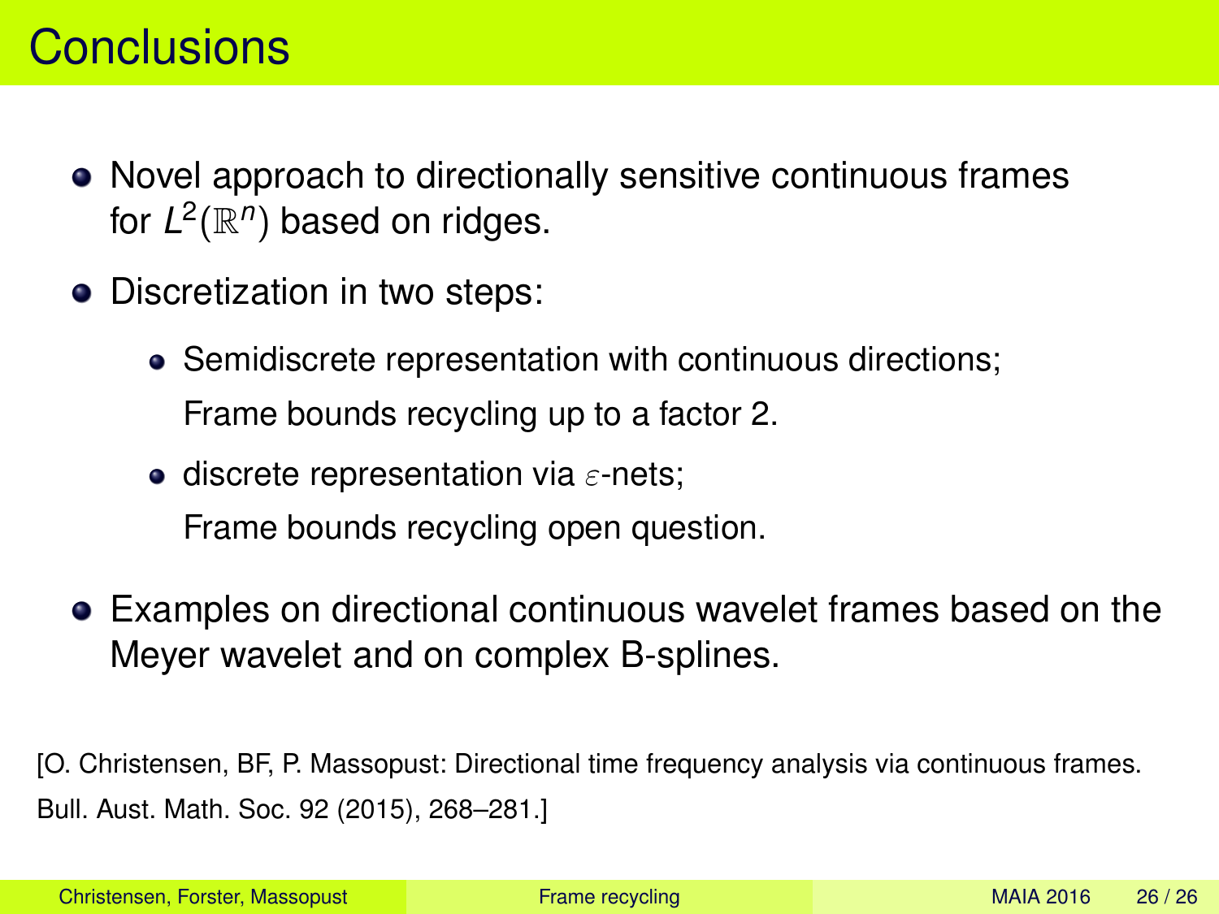# Conclusions

- Novel approach to directionally sensitive continuous frames for $L^2(\mathbb{R}^n)$ based on ridges.
- Discretization in two steps:
  - Semidiscrete representation with continuous directions;
    Frame bounds recycling up to a factor 2.
  - discrete representation via $\varepsilon$-nets;
    Frame bounds recycling open question.
- Examples on directional continuous wavelet frames based on the Meyer wavelet and on complex B-splines.

[O. Christensen, BF, P. Massopust: Directional time frequency analysis via continuous frames. Bull. Aust. Math. Soc. 92 (2015), 268–281.]